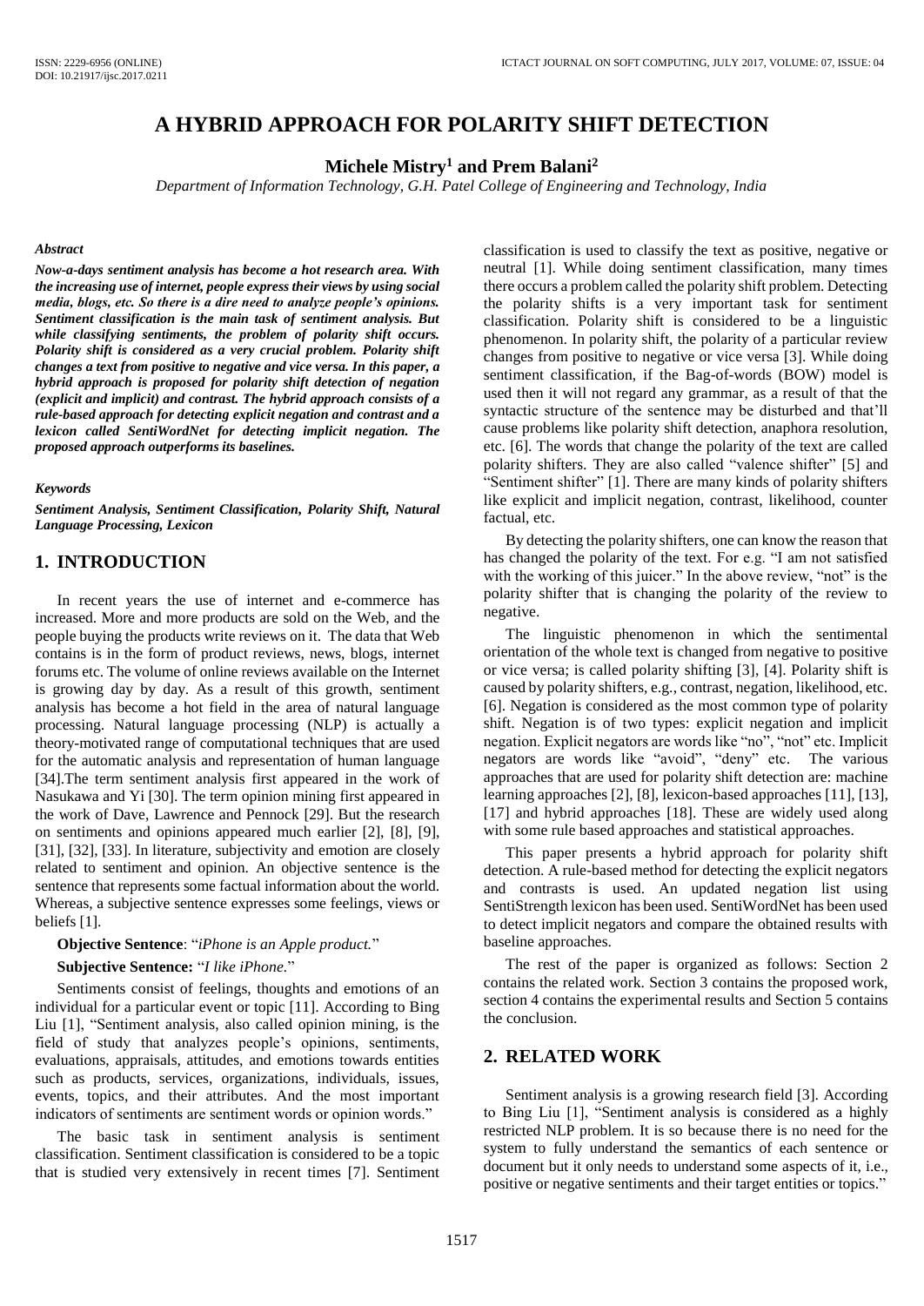# A HYBRID APPROACH FOR POLARITY SHIFT DETECTION

**Michele Mistry[1] and Prem Balani[2]**

*Department of Information Technology, G.H. Patel College of Engineering and Technology, India*

### *Abstract*

***Now-a-days sentiment analysis has become a hot research area. With the increasing use of internet, people express their views by using social media, blogs, etc. So there is a dire need to analyze people's opinions. Sentiment classification is the main task of sentiment analysis. But while classifying sentiments, the problem of polarity shift occurs. Polarity shift is considered as a very crucial problem. Polarity shift changes a text from positive to negative and vice versa. In this paper, a hybrid approach is proposed for polarity shift detection of negation (explicit and implicit) and contrast. The hybrid approach consists of a rule-based approach for detecting explicit negation and contrast and a lexicon called SentiWordNet for detecting implicit negation. The proposed approach outperforms its baselines.***

### *Keywords*

***Sentiment Analysis, Sentiment Classification, Polarity Shift, Natural Language Processing, Lexicon***

## 1. INTRODUCTION

In recent years the use of internet and e-commerce has increased. More and more products are sold on the Web, and the people buying the products write reviews on it. The data that Web contains is in the form of product reviews, news, blogs, internet forums etc. The volume of online reviews available on the Internet is growing day by day. As a result of this growth, sentiment analysis has become a hot field in the area of natural language processing. Natural language processing (NLP) is actually a theory-motivated range of computational techniques that are used for the automatic analysis and representation of human language [34].The term sentiment analysis first appeared in the work of Nasukawa and Yi [30]. The term opinion mining first appeared in the work of Dave, Lawrence and Pennock [29]. But the research on sentiments and opinions appeared much earlier [2], [8], [9], [31], [32], [33]. In literature, subjectivity and emotion are closely related to sentiment and opinion. An objective sentence is the sentence that represents some factual information about the world. Whereas, a subjective sentence expresses some feelings, views or beliefs [1].

**Objective Sentence**: "*iPhone is an Apple product.*"

**Subjective Sentence:** "*I like iPhone.*"

Sentiments consist of feelings, thoughts and emotions of an individual for a particular event or topic [11]. According to Bing Liu [1], "Sentiment analysis, also called opinion mining, is the field of study that analyzes people's opinions, sentiments, evaluations, appraisals, attitudes, and emotions towards entities such as products, services, organizations, individuals, issues, events, topics, and their attributes. And the most important indicators of sentiments are sentiment words or opinion words."

The basic task in sentiment analysis is sentiment classification. Sentiment classification is considered to be a topic that is studied very extensively in recent times [7]. Sentiment classification is used to classify the text as positive, negative or neutral [1]. While doing sentiment classification, many times there occurs a problem called the polarity shift problem. Detecting the polarity shifts is a very important task for sentiment classification. Polarity shift is considered to be a linguistic phenomenon. In polarity shift, the polarity of a particular review changes from positive to negative or vice versa [3]. While doing sentiment classification, if the Bag-of-words (BOW) model is used then it will not regard any grammar, as a result of that the syntactic structure of the sentence may be disturbed and that'll cause problems like polarity shift detection, anaphora resolution, etc. [6]. The words that change the polarity of the text are called polarity shifters. They are also called "valence shifter" [5] and "Sentiment shifter" [1]. There are many kinds of polarity shifters like explicit and implicit negation, contrast, likelihood, counter factual, etc.

By detecting the polarity shifters, one can know the reason that has changed the polarity of the text. For e.g. "I am not satisfied with the working of this juicer." In the above review, "not" is the polarity shifter that is changing the polarity of the review to negative.

The linguistic phenomenon in which the sentimental orientation of the whole text is changed from negative to positive or vice versa; is called polarity shifting [3], [4]. Polarity shift is caused by polarity shifters, e.g., contrast, negation, likelihood, etc. [6]. Negation is considered as the most common type of polarity shift. Negation is of two types: explicit negation and implicit negation. Explicit negators are words like "no", "not" etc. Implicit negators are words like "avoid", "deny" etc. The various approaches that are used for polarity shift detection are: machine learning approaches [2], [8], lexicon-based approaches [11], [13], [17] and hybrid approaches [18]. These are widely used along with some rule based approaches and statistical approaches.

This paper presents a hybrid approach for polarity shift detection. A rule-based method for detecting the explicit negators and contrasts is used. An updated negation list using SentiStrength lexicon has been used. SentiWordNet has been used to detect implicit negators and compare the obtained results with baseline approaches.

The rest of the paper is organized as follows: Section 2 contains the related work. Section 3 contains the proposed work, section 4 contains the experimental results and Section 5 contains the conclusion.

## 2. RELATED WORK

Sentiment analysis is a growing research field [3]. According to Bing Liu [1], "Sentiment analysis is considered as a highly restricted NLP problem. It is so because there is no need for the system to fully understand the semantics of each sentence or document but it only needs to understand some aspects of it, i.e., positive or negative sentiments and their target entities or topics."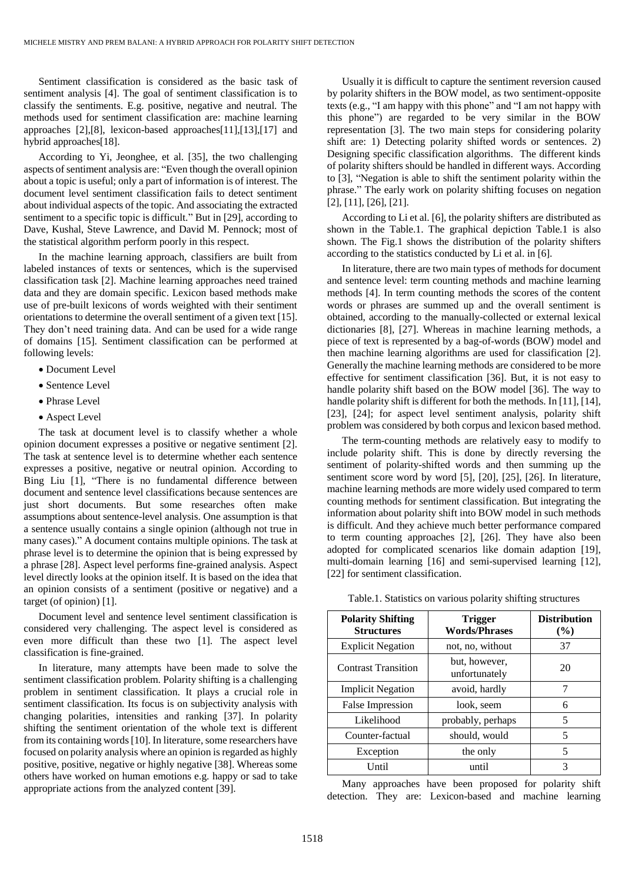Sentiment classification is considered as the basic task of sentiment analysis [4]. The goal of sentiment classification is to classify the sentiments. E.g. positive, negative and neutral. The methods used for sentiment classification are: machine learning approaches [2],[8], lexicon-based approaches[11],[13],[17] and hybrid approaches[18].

According to Yi, Jeonghee, et al. [35], the two challenging aspects of sentiment analysis are: "Even though the overall opinion about a topic is useful; only a part of information is of interest. The document level sentiment classification fails to detect sentiment about individual aspects of the topic. And associating the extracted sentiment to a specific topic is difficult." But in [29], according to Dave, Kushal, Steve Lawrence, and David M. Pennock; most of the statistical algorithm perform poorly in this respect.

In the machine learning approach, classifiers are built from labeled instances of texts or sentences, which is the supervised classification task [2]. Machine learning approaches need trained data and they are domain specific. Lexicon based methods make use of pre-built lexicons of words weighted with their sentiment orientations to determine the overall sentiment of a given text [15]. They don't need training data. And can be used for a wide range of domains [15]. Sentiment classification can be performed at following levels:

- Document Level
- Sentence Level
- Phrase Level
- Aspect Level

The task at document level is to classify whether a whole opinion document expresses a positive or negative sentiment [2]. The task at sentence level is to determine whether each sentence expresses a positive, negative or neutral opinion. According to Bing Liu [1], "There is no fundamental difference between document and sentence level classifications because sentences are just short documents. But some researches often make assumptions about sentence-level analysis. One assumption is that a sentence usually contains a single opinion (although not true in many cases)." A document contains multiple opinions. The task at phrase level is to determine the opinion that is being expressed by a phrase [28]. Aspect level performs fine-grained analysis. Aspect level directly looks at the opinion itself. It is based on the idea that an opinion consists of a sentiment (positive or negative) and a target (of opinion) [1].

Document level and sentence level sentiment classification is considered very challenging. The aspect level is considered as even more difficult than these two [1]. The aspect level classification is fine-grained.

In literature, many attempts have been made to solve the sentiment classification problem. Polarity shifting is a challenging problem in sentiment classification. It plays a crucial role in sentiment classification. Its focus is on subjectivity analysis with changing polarities, intensities and ranking [37]. In polarity shifting the sentiment orientation of the whole text is different from its containing words [10]. In literature, some researchers have focused on polarity analysis where an opinion is regarded as highly positive, positive, negative or highly negative [38]. Whereas some others have worked on human emotions e.g. happy or sad to take appropriate actions from the analyzed content [39].

Usually it is difficult to capture the sentiment reversion caused by polarity shifters in the BOW model, as two sentiment-opposite texts (e.g., "I am happy with this phone" and "I am not happy with this phone") are regarded to be very similar in the BOW representation [3]. The two main steps for considering polarity shift are: 1) Detecting polarity shifted words or sentences. 2) Designing specific classification algorithms. The different kinds of polarity shifters should be handled in different ways. According to [3], "Negation is able to shift the sentiment polarity within the phrase." The early work on polarity shifting focuses on negation [2], [11], [26], [21].

According to Li et al. [6], the polarity shifters are distributed as shown in the Table.1. The graphical depiction Table.1 is also shown. The Fig.1 shows the distribution of the polarity shifters according to the statistics conducted by Li et al. in [6].

In literature, there are two main types of methods for document and sentence level: term counting methods and machine learning methods [4]. In term counting methods the scores of the content words or phrases are summed up and the overall sentiment is obtained, according to the manually-collected or external lexical dictionaries [8], [27]. Whereas in machine learning methods, a piece of text is represented by a bag-of-words (BOW) model and then machine learning algorithms are used for classification [2]. Generally the machine learning methods are considered to be more effective for sentiment classification [36]. But, it is not easy to handle polarity shift based on the BOW model [36]. The way to handle polarity shift is different for both the methods. In [11], [14], [23], [24]; for aspect level sentiment analysis, polarity shift problem was considered by both corpus and lexicon based method.

The term-counting methods are relatively easy to modify to include polarity shift. This is done by directly reversing the sentiment of polarity-shifted words and then summing up the sentiment score word by word [5], [20], [25], [26]. In literature, machine learning methods are more widely used compared to term counting methods for sentiment classification. But integrating the information about polarity shift into BOW model in such methods is difficult. And they achieve much better performance compared to term counting approaches [2], [26]. They have also been adopted for complicated scenarios like domain adaption [19], multi-domain learning [16] and semi-supervised learning [12], [22] for sentiment classification.

Table.1. Statistics on various polarity shifting structures

| Polarity Shifting Structures | Trigger Words/Phrases | Distribution (%) |
|---|---|---|
| Explicit Negation | not, no, without | 37 |
| Contrast Transition | but, however, unfortunately | 20 |
| Implicit Negation | avoid, hardly | 7 |
| False Impression | look, seem | 6 |
| Likelihood | probably, perhaps | 5 |
| Counter-factual | should, would | 5 |
| Exception | the only | 5 |
| Until | until | 3 |

Many approaches have been proposed for polarity shift detection. They are: Lexicon-based and machine learning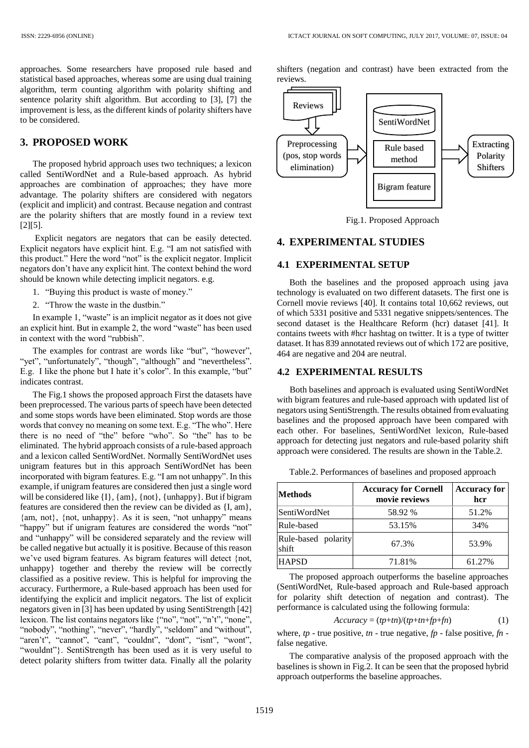approaches. Some researchers have proposed rule based and statistical based approaches, whereas some are using dual training algorithm, term counting algorithm with polarity shifting and sentence polarity shift algorithm. But according to [3], [7] the improvement is less, as the different kinds of polarity shifters have to be considered.

## 3. PROPOSED WORK

The proposed hybrid approach uses two techniques; a lexicon called SentiWordNet and a Rule-based approach. As hybrid approaches are combination of approaches; they have more advantage. The polarity shifters are considered with negators (explicit and implicit) and contrast. Because negation and contrast are the polarity shifters that are mostly found in a review text [2][5].

Explicit negators are negators that can be easily detected. Explicit negators have explicit hint. E.g. "I am not satisfied with this product." Here the word "not" is the explicit negator. Implicit negators don't have any explicit hint. The context behind the word should be known while detecting implicit negators. e.g.

1. "Buying this product is waste of money."
2. "Throw the waste in the dustbin."

In example 1, "waste" is an implicit negator as it does not give an explicit hint. But in example 2, the word "waste" has been used in context with the word "rubbish".

The examples for contrast are words like "but", "however", "yet", "unfortunately", "though", "although" and "nevertheless". E.g. I like the phone but I hate it's color". In this example, "but" indicates contrast.

The Fig.1 shows the proposed approach First the datasets have been preprocessed. The various parts of speech have been detected and some stops words have been eliminated. Stop words are those words that convey no meaning on some text. E.g. "The who". Here there is no need of "the" before "who". So "the" has to be eliminated. The hybrid approach consists of a rule-based approach and a lexicon called SentiWordNet. Normally SentiWordNet uses unigram features but in this approach SentiWordNet has been incorporated with bigram features. E.g. "I am not unhappy". In this example, if unigram features are considered then just a single word will be considered like {I}, {am}, {not}, {unhappy}. But if bigram features are considered then the review can be divided as {I, am}, {am, not}, {not, unhappy}. As it is seen, "not unhappy" means "happy" but if unigram features are considered the words "not" and "unhappy" will be considered separately and the review will be called negative but actually it is positive. Because of this reason we've used bigram features. As bigram features will detect {not, unhappy} together and thereby the review will be correctly classified as a positive review. This is helpful for improving the accuracy. Furthermore, a Rule-based approach has been used for identifying the explicit and implicit negators. The list of explicit negators given in [3] has been updated by using SentiStrength [42] lexicon. The list contains negators like {"no", "not", "n't", "none", "nobody", "nothing", "never", "hardly", "seldom" and "without", "aren't", "cannot", "cant", "couldnt", "dont", "isnt", "wont", "wouldnt"}. SentiStrength has been used as it is very useful to detect polarity shifters from twitter data. Finally all the polarity shifters (negation and contrast) have been extracted from the reviews.

Reviews → Preprocessing (pos, stop words elimination) → [SentiWordNet; Rule based method; Bigram feature] → Extracting Polarity Shifters

Fig.1. Proposed Approach

## 4. EXPERIMENTAL STUDIES

### 4.1 EXPERIMENTAL SETUP

Both the baselines and the proposed approach using java technology is evaluated on two different datasets. The first one is Cornell movie reviews [40]. It contains total 10,662 reviews, out of which 5331 positive and 5331 negative snippets/sentences. The second dataset is the Healthcare Reform (hcr) dataset [41]. It contains tweets with #hcr hashtag on twitter. It is a type of twitter dataset. It has 839 annotated reviews out of which 172 are positive, 464 are negative and 204 are neutral.

### 4.2 EXPERIMENTAL RESULTS

Both baselines and approach is evaluated using SentiWordNet with bigram features and rule-based approach with updated list of negators using SentiStrength. The results obtained from evaluating baselines and the proposed approach have been compared with each other. For baselines, SentiWordNet lexicon, Rule-based approach for detecting just negators and rule-based polarity shift approach were considered. The results are shown in the Table.2.

Table.2. Performances of baselines and proposed approach

| Methods | Accuracy for Cornell movie reviews | Accuracy for hcr |
|---|---|---|
| SentiWordNet | 58.92 % | 51.2% |
| Rule-based | 53.15% | 34% |
| Rule-based polarity shift | 67.3% | 53.9% |
| HAPSD | 71.81% | 61.27% |

The proposed approach outperforms the baseline approaches (SentiWordNet, Rule-based approach and Rule-based approach for polarity shift detection of negation and contrast). The performance is calculated using the following formula:

$$Accuracy = (tp+tn)/(tp+tn+fp+fn) \quad (1)$$

where, $tp$ - true positive, $tn$ - true negative, $fp$ - false positive, $fn$ - false negative.

The comparative analysis of the proposed approach with the baselines is shown in Fig.2. It can be seen that the proposed hybrid approach outperforms the baseline approaches.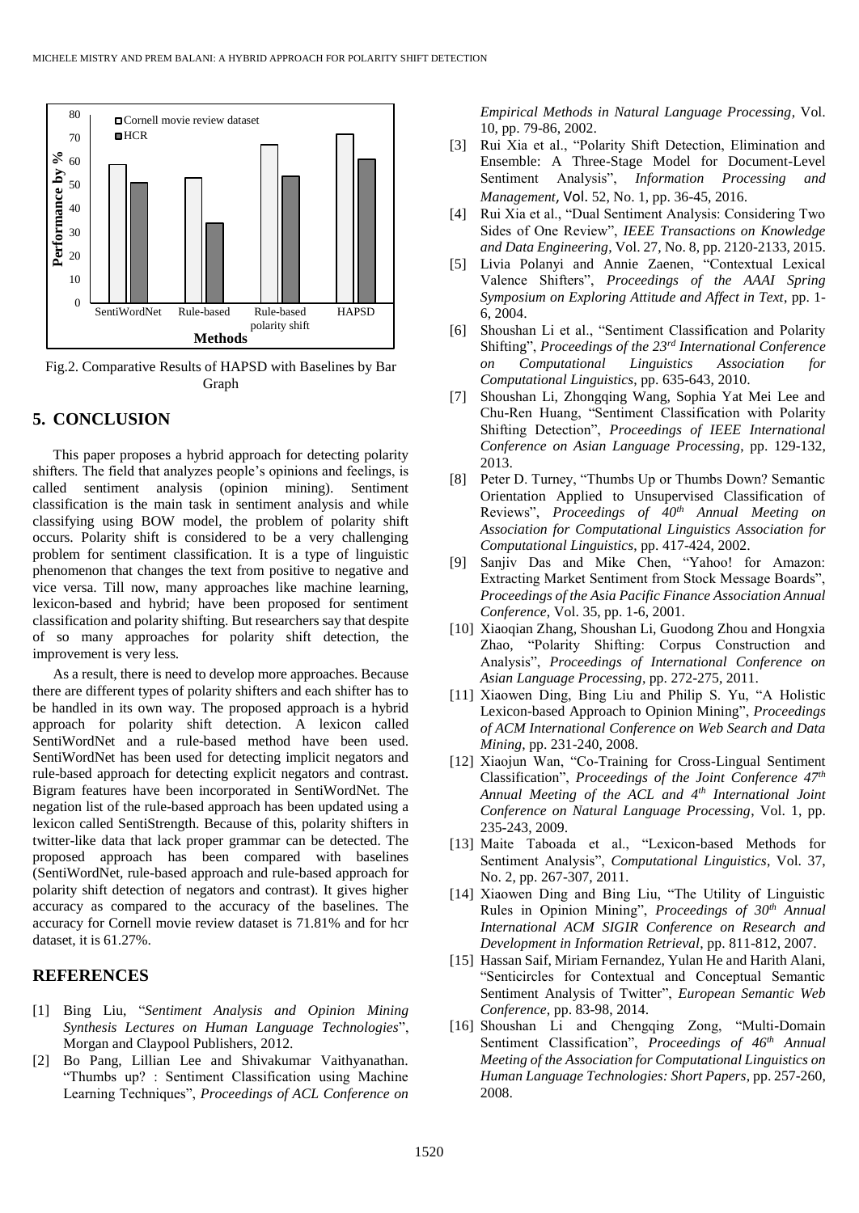Fig.2. Comparative Results of HAPSD with Baselines by Bar Graph

## 5. CONCLUSION

This paper proposes a hybrid approach for detecting polarity shifters. The field that analyzes people's opinions and feelings, is called sentiment analysis (opinion mining). Sentiment classification is the main task in sentiment analysis and while classifying using BOW model, the problem of polarity shift occurs. Polarity shift is considered to be a very challenging problem for sentiment classification. It is a type of linguistic phenomenon that changes the text from positive to negative and vice versa. Till now, many approaches like machine learning, lexicon-based and hybrid; have been proposed for sentiment classification and polarity shifting. But researchers say that despite of so many approaches for polarity shift detection, the improvement is very less.

As a result, there is need to develop more approaches. Because there are different types of polarity shifters and each shifter has to be handled in its own way. The proposed approach is a hybrid approach for polarity shift detection. A lexicon called SentiWordNet and a rule-based method have been used. SentiWordNet has been used for detecting implicit negators and rule-based approach for detecting explicit negators and contrast. Bigram features have been incorporated in SentiWordNet. The negation list of the rule-based approach has been updated using a lexicon called SentiStrength. Because of this, polarity shifters in twitter-like data that lack proper grammar can be detected. The proposed approach has been compared with baselines (SentiWordNet, rule-based approach and rule-based approach for polarity shift detection of negators and contrast). It gives higher accuracy as compared to the accuracy of the baselines. The accuracy for Cornell movie review dataset is 71.81% and for hcr dataset, it is 61.27%.

## REFERENCES

[1] Bing Liu, "*Sentiment Analysis and Opinion Mining Synthesis Lectures on Human Language Technologies*", Morgan and Claypool Publishers, 2012.

[2] Bo Pang, Lillian Lee and Shivakumar Vaithyanathan. "Thumbs up? : Sentiment Classification using Machine Learning Techniques", *Proceedings of ACL Conference on Empirical Methods in Natural Language Processing*, Vol. 10, pp. 79-86, 2002.

[3] Rui Xia et al., "Polarity Shift Detection, Elimination and Ensemble: A Three-Stage Model for Document-Level Sentiment Analysis", *Information Processing and Management*, Vol. 52, No. 1, pp. 36-45, 2016.

[4] Rui Xia et al., "Dual Sentiment Analysis: Considering Two Sides of One Review", *IEEE Transactions on Knowledge and Data Engineering*, Vol. 27, No. 8, pp. 2120-2133, 2015.

[5] Livia Polanyi and Annie Zaenen, "Contextual Lexical Valence Shifters", *Proceedings of the AAAI Spring Symposium on Exploring Attitude and Affect in Text*, pp. 1-6, 2004.

[6] Shoushan Li et al., "Sentiment Classification and Polarity Shifting", *Proceedings of the 23rd International Conference on Computational Linguistics Association for Computational Linguistics*, pp. 635-643, 2010.

[7] Shoushan Li, Zhongqing Wang, Sophia Yat Mei Lee and Chu-Ren Huang, "Sentiment Classification with Polarity Shifting Detection", *Proceedings of IEEE International Conference on Asian Language Processing*, pp. 129-132, 2013.

[8] Peter D. Turney, "Thumbs Up or Thumbs Down? Semantic Orientation Applied to Unsupervised Classification of Reviews", *Proceedings of 40th Annual Meeting on Association for Computational Linguistics Association for Computational Linguistics*, pp. 417-424, 2002.

[9] Sanjiv Das and Mike Chen, "Yahoo! for Amazon: Extracting Market Sentiment from Stock Message Boards", *Proceedings of the Asia Pacific Finance Association Annual Conference*, Vol. 35, pp. 1-6, 2001.

[10] Xiaoqian Zhang, Shoushan Li, Guodong Zhou and Hongxia Zhao, "Polarity Shifting: Corpus Construction and Analysis", *Proceedings of International Conference on Asian Language Processing*, pp. 272-275, 2011.

[11] Xiaowen Ding, Bing Liu and Philip S. Yu, "A Holistic Lexicon-based Approach to Opinion Mining", *Proceedings of ACM International Conference on Web Search and Data Mining*, pp. 231-240, 2008.

[12] Xiaojun Wan, "Co-Training for Cross-Lingual Sentiment Classification", *Proceedings of the Joint Conference 47th Annual Meeting of the ACL and 4th International Joint Conference on Natural Language Processing*, Vol. 1, pp. 235-243, 2009.

[13] Maite Taboada et al., "Lexicon-based Methods for Sentiment Analysis", *Computational Linguistics*, Vol. 37, No. 2, pp. 267-307, 2011.

[14] Xiaowen Ding and Bing Liu, "The Utility of Linguistic Rules in Opinion Mining", *Proceedings of 30th Annual International ACM SIGIR Conference on Research and Development in Information Retrieval*, pp. 811-812, 2007.

[15] Hassan Saif, Miriam Fernandez, Yulan He and Harith Alani, "Senticircles for Contextual and Conceptual Semantic Sentiment Analysis of Twitter", *European Semantic Web Conference*, pp. 83-98, 2014.

[16] Shoushan Li and Chengqing Zong, "Multi-Domain Sentiment Classification", *Proceedings of 46th Annual Meeting of the Association for Computational Linguistics on Human Language Technologies: Short Papers*, pp. 257-260, 2008.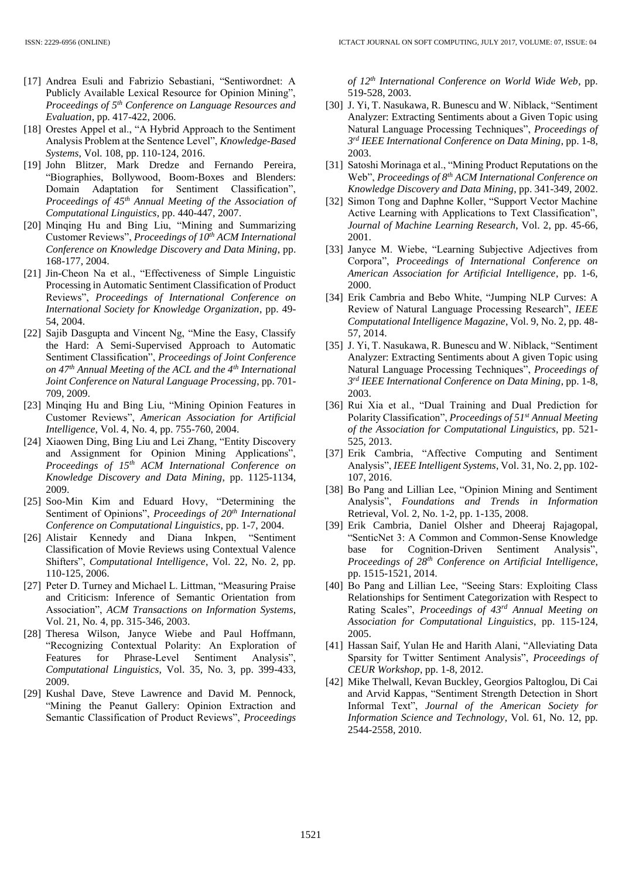[17] Andrea Esuli and Fabrizio Sebastiani, "Sentiwordnet: A Publicly Available Lexical Resource for Opinion Mining", *Proceedings of 5th Conference on Language Resources and Evaluation*, pp. 417-422, 2006.

[18] Orestes Appel et al., "A Hybrid Approach to the Sentiment Analysis Problem at the Sentence Level", *Knowledge-Based Systems*, Vol. 108, pp. 110-124, 2016.

[19] John Blitzer, Mark Dredze and Fernando Pereira, "Biographies, Bollywood, Boom-Boxes and Blenders: Domain Adaptation for Sentiment Classification", *Proceedings of 45th Annual Meeting of the Association of Computational Linguistics*, pp. 440-447, 2007.

[20] Minqing Hu and Bing Liu, "Mining and Summarizing Customer Reviews", *Proceedings of 10th ACM International Conference on Knowledge Discovery and Data Mining*, pp. 168-177, 2004.

[21] Jin-Cheon Na et al., "Effectiveness of Simple Linguistic Processing in Automatic Sentiment Classification of Product Reviews", *Proceedings of International Conference on International Society for Knowledge Organization*, pp. 49-54, 2004.

[22] Sajib Dasgupta and Vincent Ng, "Mine the Easy, Classify the Hard: A Semi-Supervised Approach to Automatic Sentiment Classification", *Proceedings of Joint Conference on 47th Annual Meeting of the ACL and the 4th International Joint Conference on Natural Language Processing*, pp. 701-709, 2009.

[23] Minqing Hu and Bing Liu, "Mining Opinion Features in Customer Reviews", *American Association for Artificial Intelligence*, Vol. 4, No. 4, pp. 755-760, 2004.

[24] Xiaowen Ding, Bing Liu and Lei Zhang, "Entity Discovery and Assignment for Opinion Mining Applications", *Proceedings of 15th ACM International Conference on Knowledge Discovery and Data Mining*, pp. 1125-1134, 2009.

[25] Soo-Min Kim and Eduard Hovy, "Determining the Sentiment of Opinions", *Proceedings of 20th International Conference on Computational Linguistics*, pp. 1-7, 2004.

[26] Alistair Kennedy and Diana Inkpen, "Sentiment Classification of Movie Reviews using Contextual Valence Shifters", *Computational Intelligence*, Vol. 22, No. 2, pp. 110-125, 2006.

[27] Peter D. Turney and Michael L. Littman, "Measuring Praise and Criticism: Inference of Semantic Orientation from Association", *ACM Transactions on Information Systems*, Vol. 21, No. 4, pp. 315-346, 2003.

[28] Theresa Wilson, Janyce Wiebe and Paul Hoffmann, "Recognizing Contextual Polarity: An Exploration of Features for Phrase-Level Sentiment Analysis", *Computational Linguistics*, Vol. 35, No. 3, pp. 399-433, 2009.

[29] Kushal Dave, Steve Lawrence and David M. Pennock, "Mining the Peanut Gallery: Opinion Extraction and Semantic Classification of Product Reviews", *Proceedings of 12th International Conference on World Wide Web*, pp. 519-528, 2003.

[30] J. Yi, T. Nasukawa, R. Bunescu and W. Niblack, "Sentiment Analyzer: Extracting Sentiments about a Given Topic using Natural Language Processing Techniques", *Proceedings of 3rd IEEE International Conference on Data Mining*, pp. 1-8, 2003.

[31] Satoshi Morinaga et al., "Mining Product Reputations on the Web", *Proceedings of 8th ACM International Conference on Knowledge Discovery and Data Mining*, pp. 341-349, 2002.

[32] Simon Tong and Daphne Koller, "Support Vector Machine Active Learning with Applications to Text Classification", *Journal of Machine Learning Research*, Vol. 2, pp. 45-66, 2001.

[33] Janyce M. Wiebe, "Learning Subjective Adjectives from Corpora", *Proceedings of International Conference on American Association for Artificial Intelligence*, pp. 1-6, 2000.

[34] Erik Cambria and Bebo White, "Jumping NLP Curves: A Review of Natural Language Processing Research", *IEEE Computational Intelligence Magazine*, Vol. 9, No. 2, pp. 48-57, 2014.

[35] J. Yi, T. Nasukawa, R. Bunescu and W. Niblack, "Sentiment Analyzer: Extracting Sentiments about A given Topic using Natural Language Processing Techniques", *Proceedings of 3rd IEEE International Conference on Data Mining*, pp. 1-8, 2003.

[36] Rui Xia et al., "Dual Training and Dual Prediction for Polarity Classification", *Proceedings of 51st Annual Meeting of the Association for Computational Linguistics*, pp. 521-525, 2013.

[37] Erik Cambria, "Affective Computing and Sentiment Analysis", *IEEE Intelligent Systems*, Vol. 31, No. 2, pp. 102-107, 2016.

[38] Bo Pang and Lillian Lee, "Opinion Mining and Sentiment Analysis", *Foundations and Trends in Information* Retrieval, Vol. 2, No. 1-2, pp. 1-135, 2008.

[39] Erik Cambria, Daniel Olsher and Dheeraj Rajagopal, "SenticNet 3: A Common and Common-Sense Knowledge base for Cognition-Driven Sentiment Analysis", *Proceedings of 28th Conference on Artificial Intelligence*, pp. 1515-1521, 2014.

[40] Bo Pang and Lillian Lee, "Seeing Stars: Exploiting Class Relationships for Sentiment Categorization with Respect to Rating Scales", *Proceedings of 43rd Annual Meeting on Association for Computational Linguistics*, pp. 115-124, 2005.

[41] Hassan Saif, Yulan He and Harith Alani, "Alleviating Data Sparsity for Twitter Sentiment Analysis", *Proceedings of CEUR Workshop*, pp. 1-8, 2012.

[42] Mike Thelwall, Kevan Buckley, Georgios Paltoglou, Di Cai and Arvid Kappas, "Sentiment Strength Detection in Short Informal Text", *Journal of the American Society for Information Science and Technology*, Vol. 61, No. 12, pp. 2544-2558, 2010.